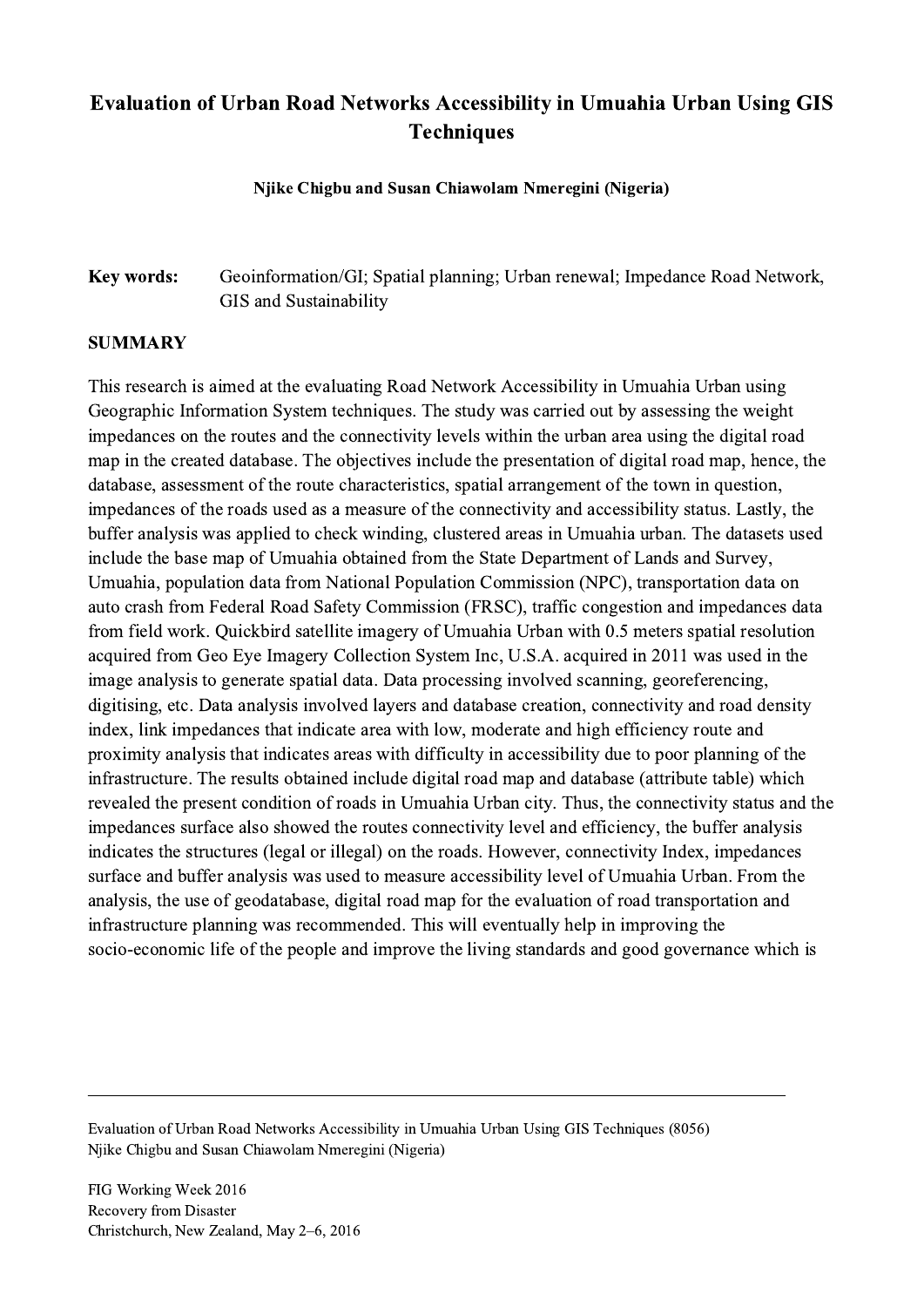# Evaluation of Urban Road Networks Accessibility in Umuahia Urban Using GIS Techniques

**Njike Chigbu and Susan Chiawolam Nmeregini (Nigeria)**

**Key words:** Geoinformation/GI; Spatial planning; Urban renewal; Impedance Road Network, GIS and Sustainability

## SUMMARY

This research is aimed at the evaluating Road Network Accessibility in Umuahia Urban using Geographic Information System techniques. The study was carried out by assessing the weight impedances on the routes and the connectivity levels within the urban area using the digital road map in the created database. The objectives include the presentation of digital road map, hence, the database, assessment of the route characteristics, spatial arrangement of the town in question, impedances of the roads used as a measure of the connectivity and accessibility status. Lastly, the buffer analysis was applied to check winding, clustered areas in Umuahia urban. The datasets used include the base map of Umuahia obtained from the State Department of Lands and Survey, Umuahia, population data from National Population Commission (NPC), transportation data on auto crash from Federal Road Safety Commission (FRSC), traffic congestion and impedances data from field work. Quickbird satellite imagery of Umuahia Urban with 0.5 meters spatial resolution acquired from Geo Eye Imagery Collection System Inc, U.S.A. acquired in 2011 was used in the image analysis to generate spatial data. Data processing involved scanning, georeferencing, digitising, etc. Data analysis involved layers and database creation, connectivity and road density index, link impedances that indicate area with low, moderate and high efficiency route and proximity analysis that indicates areas with difficulty in accessibility due to poor planning of the infrastructure. The results obtained include digital road map and database (attribute table) which revealed the present condition of roads in Umuahia Urban city. Thus, the connectivity status and the impedances surface also showed the routes connectivity level and efficiency, the buffer analysis indicates the structures (legal or illegal) on the roads. However, connectivity Index, impedances surface and buffer analysis was used to measure accessibility level of Umuahia Urban. From the analysis, the use of geodatabase, digital road map for the evaluation of road transportation and infrastructure planning was recommended. This will eventually help in improving the socio-economic life of the people and improve the living standards and good governance which is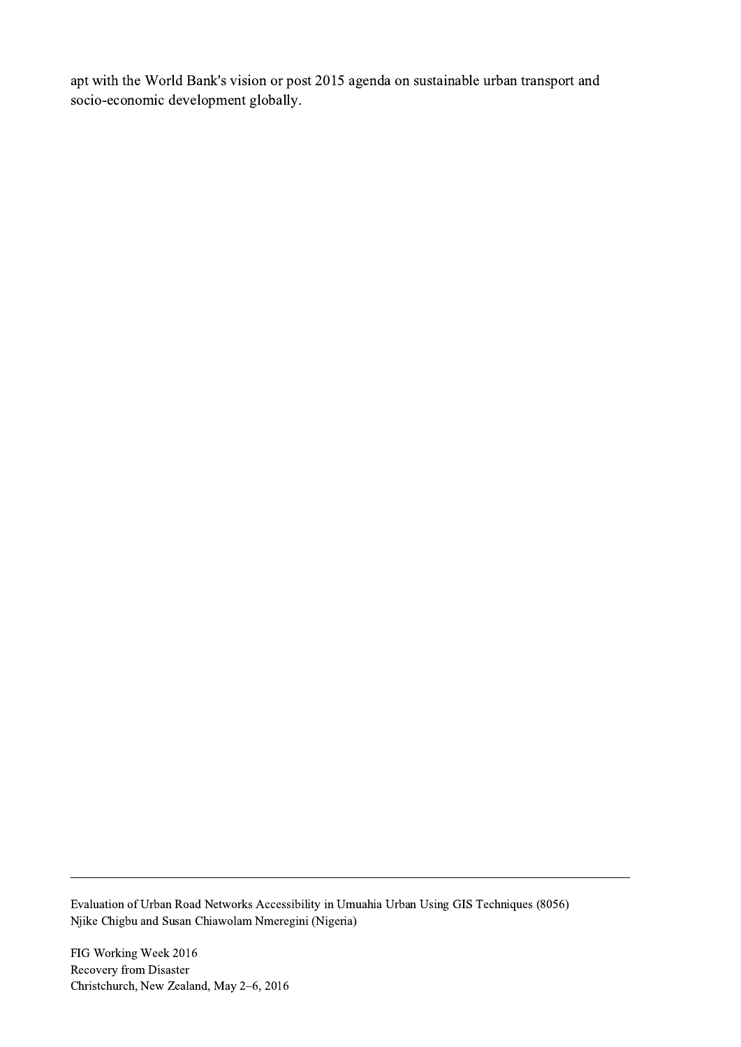apt with the World Bank's vision or post 2015 agenda on sustainable urban transport and socio-economic development globally.